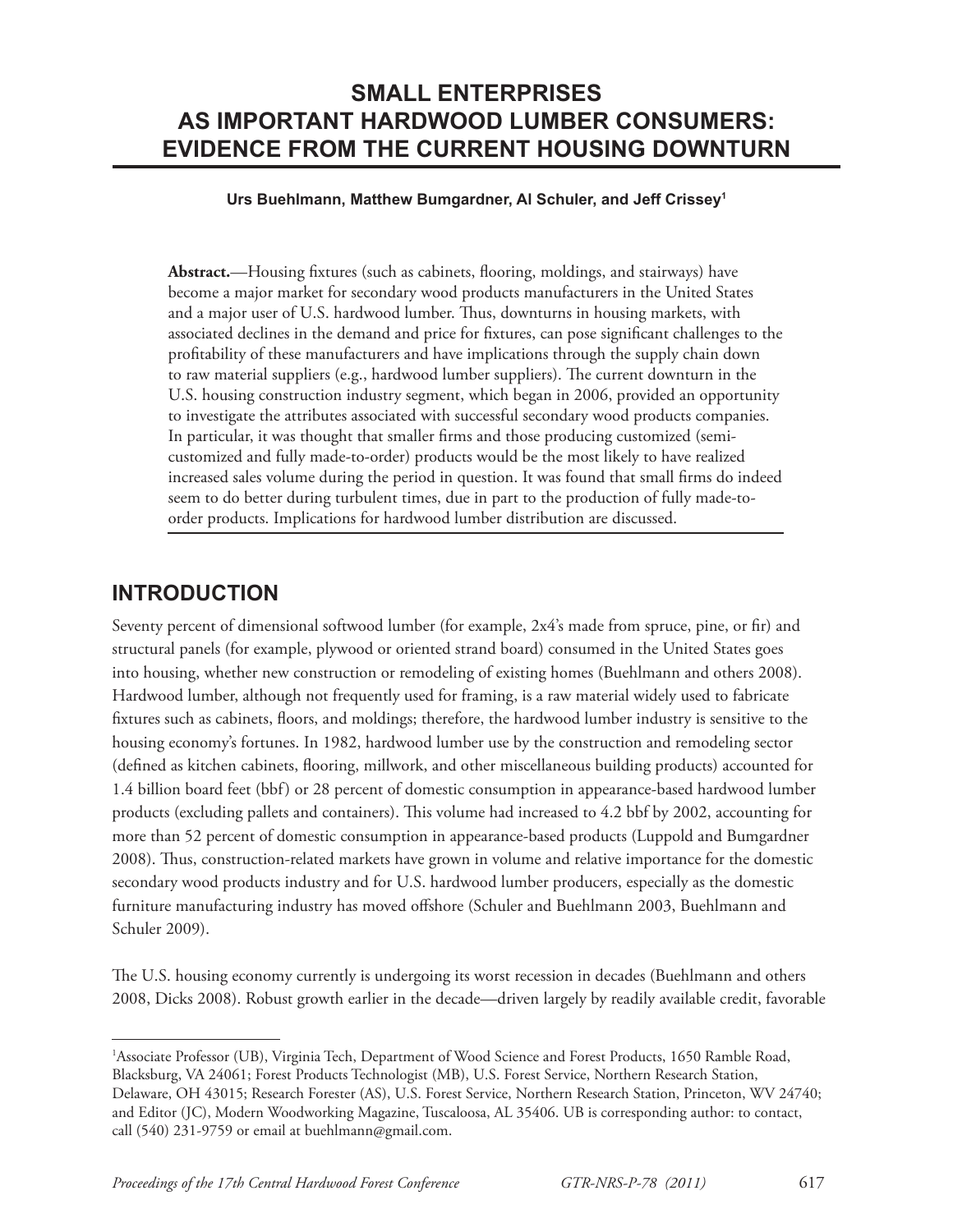# SMALL ENTERPRISES AS IMPORTANT HARDWOOD LUMBER CONSUMERS: EVIDENCE FROM THE CURRENT HOUSING DOWNTURN

**Urs Buehlmann, Matthew Bumgardner, Al Schuler, and Jeff Crissey[1]**

**Abstract.**—Housing fixtures (such as cabinets, flooring, moldings, and stairways) have become a major market for secondary wood products manufacturers in the United States and a major user of U.S. hardwood lumber. Thus, downturns in housing markets, with associated declines in the demand and price for fixtures, can pose significant challenges to the profitability of these manufacturers and have implications through the supply chain down to raw material suppliers (e.g., hardwood lumber suppliers). The current downturn in the U.S. housing construction industry segment, which began in 2006, provided an opportunity to investigate the attributes associated with successful secondary wood products companies. In particular, it was thought that smaller firms and those producing customized (semi-customized and fully made-to-order) products would be the most likely to have realized increased sales volume during the period in question. It was found that small firms do indeed seem to do better during turbulent times, due in part to the production of fully made-to-order products. Implications for hardwood lumber distribution are discussed.

## INTRODUCTION

Seventy percent of dimensional softwood lumber (for example, 2x4's made from spruce, pine, or fir) and structural panels (for example, plywood or oriented strand board) consumed in the United States goes into housing, whether new construction or remodeling of existing homes (Buehlmann and others 2008). Hardwood lumber, although not frequently used for framing, is a raw material widely used to fabricate fixtures such as cabinets, floors, and moldings; therefore, the hardwood lumber industry is sensitive to the housing economy's fortunes. In 1982, hardwood lumber use by the construction and remodeling sector (defined as kitchen cabinets, flooring, millwork, and other miscellaneous building products) accounted for 1.4 billion board feet (bbf) or 28 percent of domestic consumption in appearance-based hardwood lumber products (excluding pallets and containers). This volume had increased to 4.2 bbf by 2002, accounting for more than 52 percent of domestic consumption in appearance-based products (Luppold and Bumgardner 2008). Thus, construction-related markets have grown in volume and relative importance for the domestic secondary wood products industry and for U.S. hardwood lumber producers, especially as the domestic furniture manufacturing industry has moved offshore (Schuler and Buehlmann 2003, Buehlmann and Schuler 2009).

The U.S. housing economy currently is undergoing its worst recession in decades (Buehlmann and others 2008, Dicks 2008). Robust growth earlier in the decade—driven largely by readily available credit, favorable

---

[1]Associate Professor (UB), Virginia Tech, Department of Wood Science and Forest Products, 1650 Ramble Road, Blacksburg, VA 24061; Forest Products Technologist (MB), U.S. Forest Service, Northern Research Station, Delaware, OH 43015; Research Forester (AS), U.S. Forest Service, Northern Research Station, Princeton, WV 24740; and Editor (JC), Modern Woodworking Magazine, Tuscaloosa, AL 35406. UB is corresponding author: to contact, call (540) 231-9759 or email at buehlmann@gmail.com.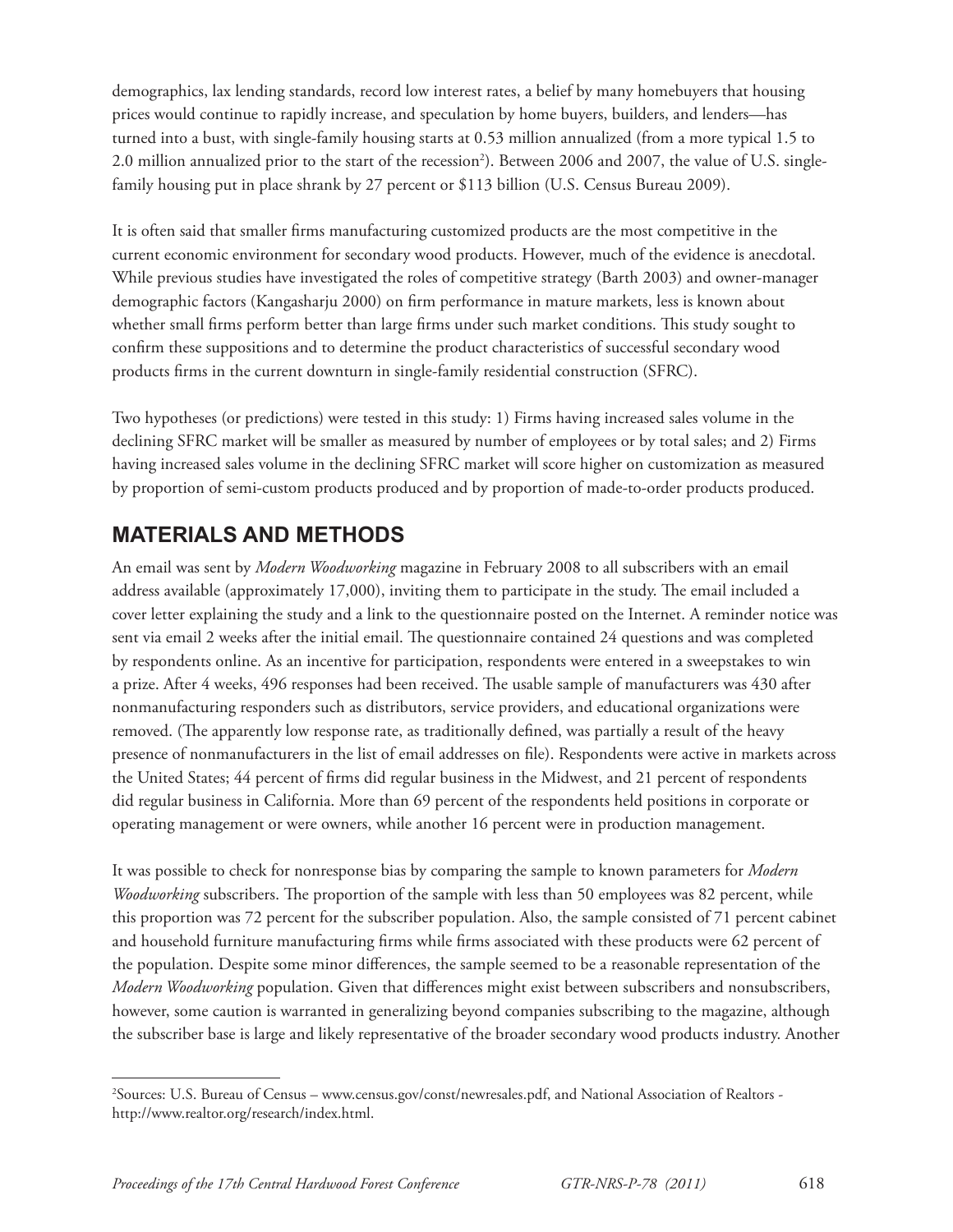demographics, lax lending standards, record low interest rates, a belief by many homebuyers that housing prices would continue to rapidly increase, and speculation by home buyers, builders, and lenders—has turned into a bust, with single-family housing starts at 0.53 million annualized (from a more typical 1.5 to 2.0 million annualized prior to the start of the recession[2]). Between 2006 and 2007, the value of U.S. single-family housing put in place shrank by 27 percent or $113 billion (U.S. Census Bureau 2009).

It is often said that smaller firms manufacturing customized products are the most competitive in the current economic environment for secondary wood products. However, much of the evidence is anecdotal. While previous studies have investigated the roles of competitive strategy (Barth 2003) and owner-manager demographic factors (Kangasharju 2000) on firm performance in mature markets, less is known about whether small firms perform better than large firms under such market conditions. This study sought to confirm these suppositions and to determine the product characteristics of successful secondary wood products firms in the current downturn in single-family residential construction (SFRC).

Two hypotheses (or predictions) were tested in this study: 1) Firms having increased sales volume in the declining SFRC market will be smaller as measured by number of employees or by total sales; and 2) Firms having increased sales volume in the declining SFRC market will score higher on customization as measured by proportion of semi-custom products produced and by proportion of made-to-order products produced.

## MATERIALS AND METHODS

An email was sent by *Modern Woodworking* magazine in February 2008 to all subscribers with an email address available (approximately 17,000), inviting them to participate in the study. The email included a cover letter explaining the study and a link to the questionnaire posted on the Internet. A reminder notice was sent via email 2 weeks after the initial email. The questionnaire contained 24 questions and was completed by respondents online. As an incentive for participation, respondents were entered in a sweepstakes to win a prize. After 4 weeks, 496 responses had been received. The usable sample of manufacturers was 430 after nonmanufacturing responders such as distributors, service providers, and educational organizations were removed. (The apparently low response rate, as traditionally defined, was partially a result of the heavy presence of nonmanufacturers in the list of email addresses on file). Respondents were active in markets across the United States; 44 percent of firms did regular business in the Midwest, and 21 percent of respondents did regular business in California. More than 69 percent of the respondents held positions in corporate or operating management or were owners, while another 16 percent were in production management.

It was possible to check for nonresponse bias by comparing the sample to known parameters for *Modern Woodworking* subscribers. The proportion of the sample with less than 50 employees was 82 percent, while this proportion was 72 percent for the subscriber population. Also, the sample consisted of 71 percent cabinet and household furniture manufacturing firms while firms associated with these products were 62 percent of the population. Despite some minor differences, the sample seemed to be a reasonable representation of the *Modern Woodworking* population. Given that differences might exist between subscribers and nonsubscribers, however, some caution is warranted in generalizing beyond companies subscribing to the magazine, although the subscriber base is large and likely representative of the broader secondary wood products industry. Another

[2]Sources: U.S. Bureau of Census – www.census.gov/const/newresales.pdf, and National Association of Realtors - http://www.realtor.org/research/index.html.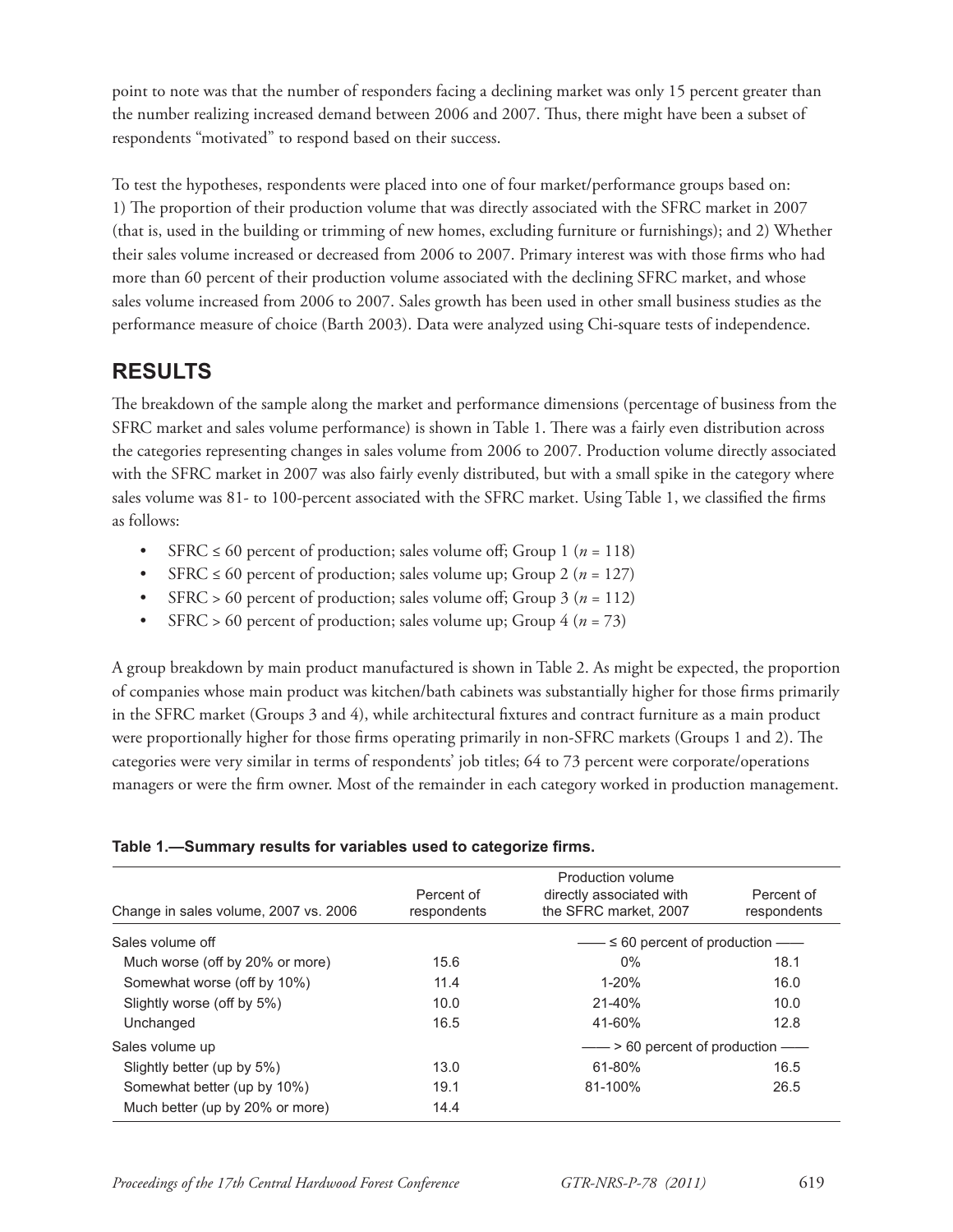point to note was that the number of responders facing a declining market was only 15 percent greater than the number realizing increased demand between 2006 and 2007. Thus, there might have been a subset of respondents "motivated" to respond based on their success.

To test the hypotheses, respondents were placed into one of four market/performance groups based on: 1) The proportion of their production volume that was directly associated with the SFRC market in 2007 (that is, used in the building or trimming of new homes, excluding furniture or furnishings); and 2) Whether their sales volume increased or decreased from 2006 to 2007. Primary interest was with those firms who had more than 60 percent of their production volume associated with the declining SFRC market, and whose sales volume increased from 2006 to 2007. Sales growth has been used in other small business studies as the performance measure of choice (Barth 2003). Data were analyzed using Chi-square tests of independence.

## RESULTS

The breakdown of the sample along the market and performance dimensions (percentage of business from the SFRC market and sales volume performance) is shown in Table 1. There was a fairly even distribution across the categories representing changes in sales volume from 2006 to 2007. Production volume directly associated with the SFRC market in 2007 was also fairly evenly distributed, but with a small spike in the category where sales volume was 81- to 100-percent associated with the SFRC market. Using Table 1, we classified the firms as follows:

- SFRC ≤ 60 percent of production; sales volume off; Group 1 ($n$ = 118)
- SFRC ≤ 60 percent of production; sales volume up; Group 2 ($n$ = 127)
- SFRC > 60 percent of production; sales volume off; Group 3 ($n$ = 112)
- SFRC > 60 percent of production; sales volume up; Group 4 ($n$ = 73)

A group breakdown by main product manufactured is shown in Table 2. As might be expected, the proportion of companies whose main product was kitchen/bath cabinets was substantially higher for those firms primarily in the SFRC market (Groups 3 and 4), while architectural fixtures and contract furniture as a main product were proportionally higher for those firms operating primarily in non-SFRC markets (Groups 1 and 2). The categories were very similar in terms of respondents' job titles; 64 to 73 percent were corporate/operations managers or were the firm owner. Most of the remainder in each category worked in production management.

**Table 1.—Summary results for variables used to categorize firms.**

| Change in sales volume, 2007 vs. 2006 | Percent of respondents | Production volume directly associated with the SFRC market, 2007 | Percent of respondents |
|---|---|---|---|
| Sales volume off | | —— ≤ 60 percent of production —— | |
| Much worse (off by 20% or more) | 15.6 | 0% | 18.1 |
| Somewhat worse (off by 10%) | 11.4 | 1-20% | 16.0 |
| Slightly worse (off by 5%) | 10.0 | 21-40% | 10.0 |
| Unchanged | 16.5 | 41-60% | 12.8 |
| Sales volume up | | —— > 60 percent of production —— | |
| Slightly better (up by 5%) | 13.0 | 61-80% | 16.5 |
| Somewhat better (up by 10%) | 19.1 | 81-100% | 26.5 |
| Much better (up by 20% or more) | 14.4 | | |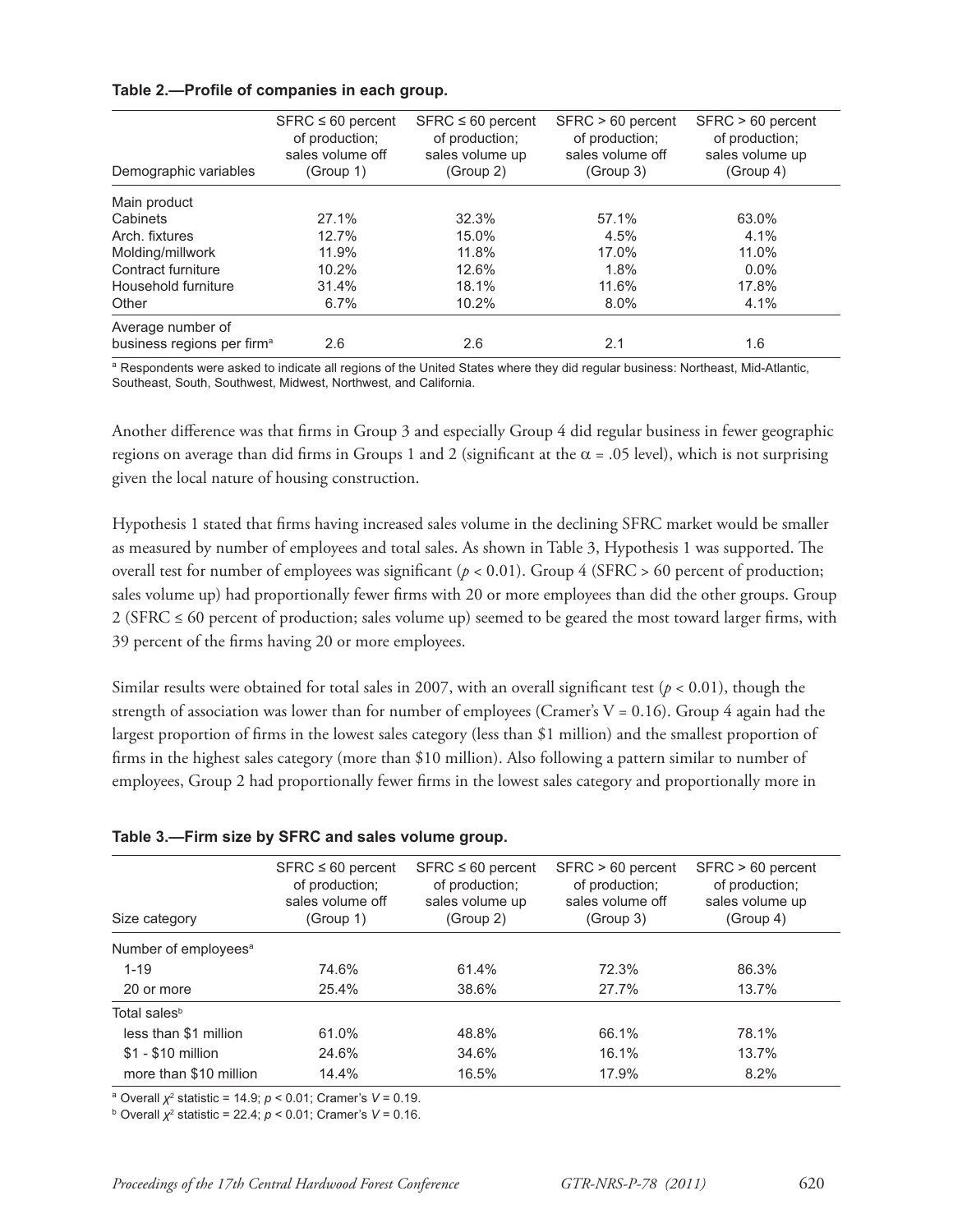**Table 2.—Profile of companies in each group.**

| Demographic variables | SFRC ≤ 60 percent of production; sales volume off (Group 1) | SFRC ≤ 60 percent of production; sales volume up (Group 2) | SFRC > 60 percent of production; sales volume off (Group 3) | SFRC > 60 percent of production; sales volume up (Group 4) |
|---|---|---|---|---|
| Main product | | | | |
| Cabinets | 27.1% | 32.3% | 57.1% | 63.0% |
| Arch. fixtures | 12.7% | 15.0% | 4.5% | 4.1% |
| Molding/millwork | 11.9% | 11.8% | 17.0% | 11.0% |
| Contract furniture | 10.2% | 12.6% | 1.8% | 0.0% |
| Household furniture | 31.4% | 18.1% | 11.6% | 17.8% |
| Other | 6.7% | 10.2% | 8.0% | 4.1% |
| Average number of business regions per firm[a] | 2.6 | 2.6 | 2.1 | 1.6 |

[a] Respondents were asked to indicate all regions of the United States where they did regular business: Northeast, Mid-Atlantic, Southeast, South, Southwest, Midwest, Northwest, and California.

Another difference was that firms in Group 3 and especially Group 4 did regular business in fewer geographic regions on average than did firms in Groups 1 and 2 (significant at the $\alpha = .05$ level), which is not surprising given the local nature of housing construction.

Hypothesis 1 stated that firms having increased sales volume in the declining SFRC market would be smaller as measured by number of employees and total sales. As shown in Table 3, Hypothesis 1 was supported. The overall test for number of employees was significant ($p < 0.01$). Group 4 (SFRC > 60 percent of production; sales volume up) had proportionally fewer firms with 20 or more employees than did the other groups. Group 2 (SFRC ≤ 60 percent of production; sales volume up) seemed to be geared the most toward larger firms, with 39 percent of the firms having 20 or more employees.

Similar results were obtained for total sales in 2007, with an overall significant test ($p < 0.01$), though the strength of association was lower than for number of employees (Cramer's V = 0.16). Group 4 again had the largest proportion of firms in the lowest sales category (less than $1 million) and the smallest proportion of firms in the highest sales category (more than $10 million). Also following a pattern similar to number of employees, Group 2 had proportionally fewer firms in the lowest sales category and proportionally more in

**Table 3.—Firm size by SFRC and sales volume group.**

| Size category | SFRC ≤ 60 percent of production; sales volume off (Group 1) | SFRC ≤ 60 percent of production; sales volume up (Group 2) | SFRC > 60 percent of production; sales volume off (Group 3) | SFRC > 60 percent of production; sales volume up (Group 4) |
|---|---|---|---|---|
| Number of employees[a] | | | | |
| 1-19 | 74.6% | 61.4% | 72.3% | 86.3% |
| 20 or more | 25.4% | 38.6% | 27.7% | 13.7% |
| Total sales[b] | | | | |
| less than $1 million | 61.0% | 48.8% | 66.1% | 78.1% |
| $1 - $10 million | 24.6% | 34.6% | 16.1% | 13.7% |
| more than $10 million | 14.4% | 16.5% | 17.9% | 8.2% |

[a] Overall $\chi^2$ statistic = 14.9; $p < 0.01$; Cramer's $V = 0.19$.

[b] Overall $\chi^2$ statistic = 22.4; $p < 0.01$; Cramer's $V = 0.16$.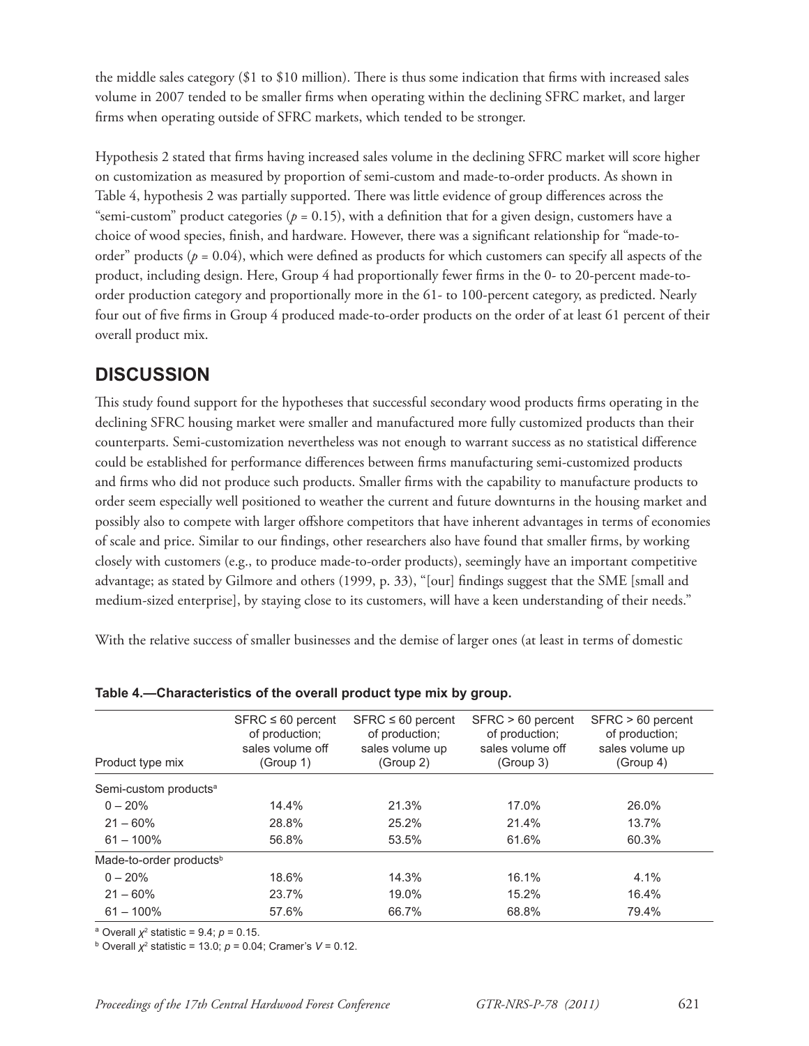the middle sales category ($1 to $10 million). There is thus some indication that firms with increased sales volume in 2007 tended to be smaller firms when operating within the declining SFRC market, and larger firms when operating outside of SFRC markets, which tended to be stronger.

Hypothesis 2 stated that firms having increased sales volume in the declining SFRC market will score higher on customization as measured by proportion of semi-custom and made-to-order products. As shown in Table 4, hypothesis 2 was partially supported. There was little evidence of group differences across the "semi-custom" product categories ($p = 0.15$), with a definition that for a given design, customers have a choice of wood species, finish, and hardware. However, there was a significant relationship for "made-to-order" products ($p = 0.04$), which were defined as products for which customers can specify all aspects of the product, including design. Here, Group 4 had proportionally fewer firms in the 0- to 20-percent made-to-order production category and proportionally more in the 61- to 100-percent category, as predicted. Nearly four out of five firms in Group 4 produced made-to-order products on the order of at least 61 percent of their overall product mix.

## DISCUSSION

This study found support for the hypotheses that successful secondary wood products firms operating in the declining SFRC housing market were smaller and manufactured more fully customized products than their counterparts. Semi-customization nevertheless was not enough to warrant success as no statistical difference could be established for performance differences between firms manufacturing semi-customized products and firms who did not produce such products. Smaller firms with the capability to manufacture products to order seem especially well positioned to weather the current and future downturns in the housing market and possibly also to compete with larger offshore competitors that have inherent advantages in terms of economies of scale and price. Similar to our findings, other researchers also have found that smaller firms, by working closely with customers (e.g., to produce made-to-order products), seemingly have an important competitive advantage; as stated by Gilmore and others (1999, p. 33), "[our] findings suggest that the SME [small and medium-sized enterprise], by staying close to its customers, will have a keen understanding of their needs."

With the relative success of smaller businesses and the demise of larger ones (at least in terms of domestic

**Table 4.—Characteristics of the overall product type mix by group.**

| Product type mix | SFRC ≤ 60 percent of production; sales volume off (Group 1) | SFRC ≤ 60 percent of production; sales volume up (Group 2) | SFRC > 60 percent of production; sales volume off (Group 3) | SFRC > 60 percent of production; sales volume up (Group 4) |
|---|---|---|---|---|
| Semi-custom products[a] | | | | |
| 0 – 20% | 14.4% | 21.3% | 17.0% | 26.0% |
| 21 – 60% | 28.8% | 25.2% | 21.4% | 13.7% |
| 61 – 100% | 56.8% | 53.5% | 61.6% | 60.3% |
| Made-to-order products[b] | | | | |
| 0 – 20% | 18.6% | 14.3% | 16.1% | 4.1% |
| 21 – 60% | 23.7% | 19.0% | 15.2% | 16.4% |
| 61 – 100% | 57.6% | 66.7% | 68.8% | 79.4% |

[a] Overall $\chi^2$ statistic = 9.4; $p = 0.15$.

[b] Overall $\chi^2$ statistic = 13.0; $p = 0.04$; Cramer's $V = 0.12$.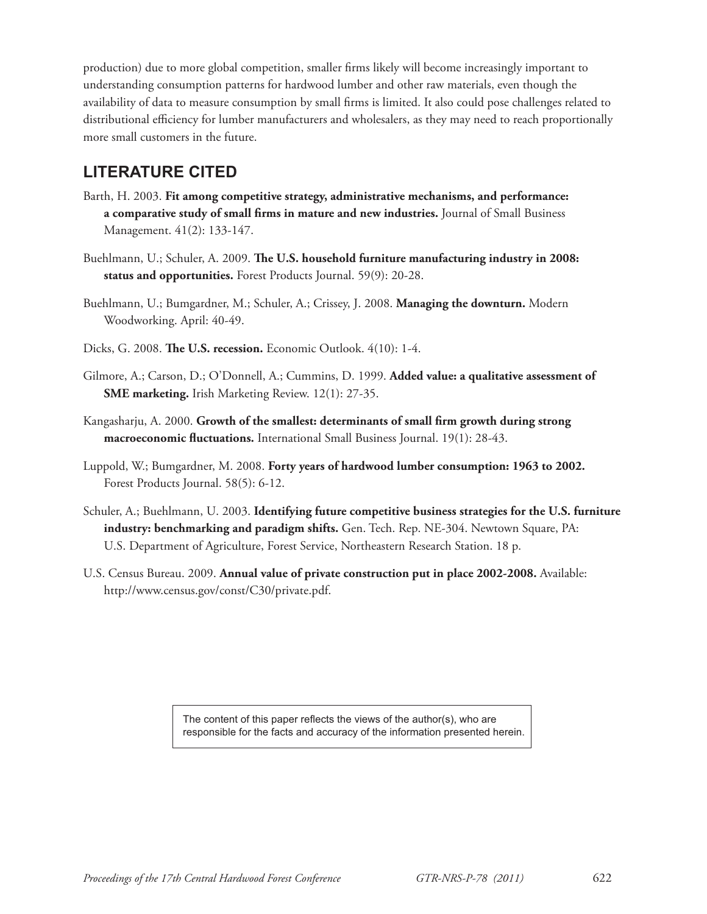production) due to more global competition, smaller firms likely will become increasingly important to understanding consumption patterns for hardwood lumber and other raw materials, even though the availability of data to measure consumption by small firms is limited. It also could pose challenges related to distributional efficiency for lumber manufacturers and wholesalers, as they may need to reach proportionally more small customers in the future.

## LITERATURE CITED

Barth, H. 2003. **Fit among competitive strategy, administrative mechanisms, and performance: a comparative study of small firms in mature and new industries.** Journal of Small Business Management. 41(2): 133-147.

Buehlmann, U.; Schuler, A. 2009. **The U.S. household furniture manufacturing industry in 2008: status and opportunities.** Forest Products Journal. 59(9): 20-28.

Buehlmann, U.; Bumgardner, M.; Schuler, A.; Crissey, J. 2008. **Managing the downturn.** Modern Woodworking. April: 40-49.

Dicks, G. 2008. **The U.S. recession.** Economic Outlook. 4(10): 1-4.

Gilmore, A.; Carson, D.; O'Donnell, A.; Cummins, D. 1999. **Added value: a qualitative assessment of SME marketing.** Irish Marketing Review. 12(1): 27-35.

Kangasharju, A. 2000. **Growth of the smallest: determinants of small firm growth during strong macroeconomic fluctuations.** International Small Business Journal. 19(1): 28-43.

Luppold, W.; Bumgardner, M. 2008. **Forty years of hardwood lumber consumption: 1963 to 2002.** Forest Products Journal. 58(5): 6-12.

Schuler, A.; Buehlmann, U. 2003. **Identifying future competitive business strategies for the U.S. furniture industry: benchmarking and paradigm shifts.** Gen. Tech. Rep. NE-304. Newtown Square, PA: U.S. Department of Agriculture, Forest Service, Northeastern Research Station. 18 p.

U.S. Census Bureau. 2009. **Annual value of private construction put in place 2002-2008.** Available: http://www.census.gov/const/C30/private.pdf.

The content of this paper reflects the views of the author(s), who are responsible for the facts and accuracy of the information presented herein.